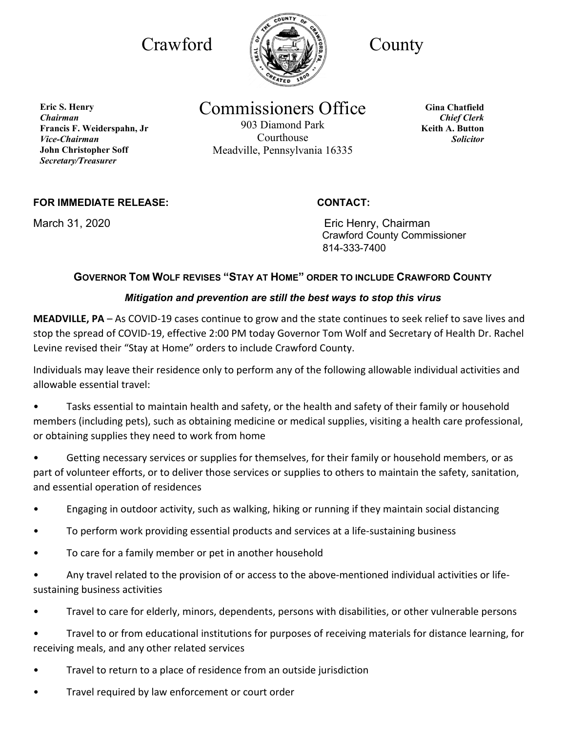# Crawford County

## Commissioners Office

903 Diamond Park
Courthouse
Meadville, Pennsylvania 16335

**Eric S. Henry**
*Chairman*
**Francis F. Weiderspahn, Jr**
*Vice-Chairman*
**John Christopher Soff**
*Secretary/Treasurer*

**Gina Chatfield**
*Chief Clerk*
**Keith A. Button**
*Solicitor*

**FOR IMMEDIATE RELEASE:**

March 31, 2020

**CONTACT:**

Eric Henry, Chairman
Crawford County Commissioner
814-333-7400

### GOVERNOR TOM WOLF REVISES "STAY AT HOME" ORDER TO INCLUDE CRAWFORD COUNTY

***Mitigation and prevention are still the best ways to stop this virus***

**MEADVILLE, PA** – As COVID-19 cases continue to grow and the state continues to seek relief to save lives and stop the spread of COVID-19, effective 2:00 PM today Governor Tom Wolf and Secretary of Health Dr. Rachel Levine revised their "Stay at Home" orders to include Crawford County.

Individuals may leave their residence only to perform any of the following allowable individual activities and allowable essential travel:

- Tasks essential to maintain health and safety, or the health and safety of their family or household members (including pets), such as obtaining medicine or medical supplies, visiting a health care professional, or obtaining supplies they need to work from home
- Getting necessary services or supplies for themselves, for their family or household members, or as part of volunteer efforts, or to deliver those services or supplies to others to maintain the safety, sanitation, and essential operation of residences
- Engaging in outdoor activity, such as walking, hiking or running if they maintain social distancing
- To perform work providing essential products and services at a life-sustaining business
- To care for a family member or pet in another household
- Any travel related to the provision of or access to the above-mentioned individual activities or life-sustaining business activities
- Travel to care for elderly, minors, dependents, persons with disabilities, or other vulnerable persons
- Travel to or from educational institutions for purposes of receiving materials for distance learning, for receiving meals, and any other related services
- Travel to return to a place of residence from an outside jurisdiction
- Travel required by law enforcement or court order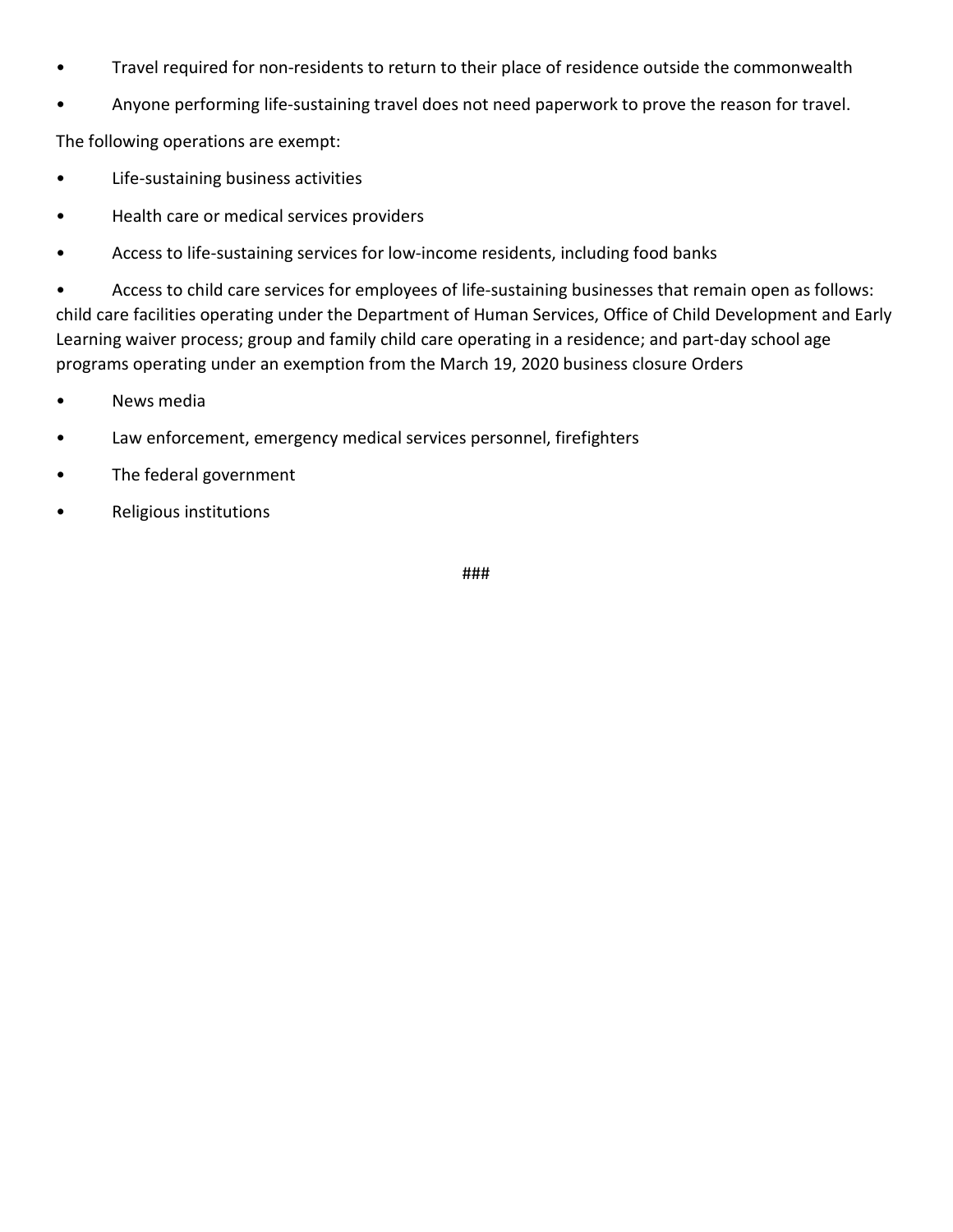- Travel required for non-residents to return to their place of residence outside the commonwealth
- Anyone performing life-sustaining travel does not need paperwork to prove the reason for travel.

The following operations are exempt:

- Life-sustaining business activities
- Health care or medical services providers
- Access to life-sustaining services for low-income residents, including food banks
- Access to child care services for employees of life-sustaining businesses that remain open as follows: child care facilities operating under the Department of Human Services, Office of Child Development and Early Learning waiver process; group and family child care operating in a residence; and part-day school age programs operating under an exemption from the March 19, 2020 business closure Orders
- News media
- Law enforcement, emergency medical services personnel, firefighters
- The federal government
- Religious institutions

###